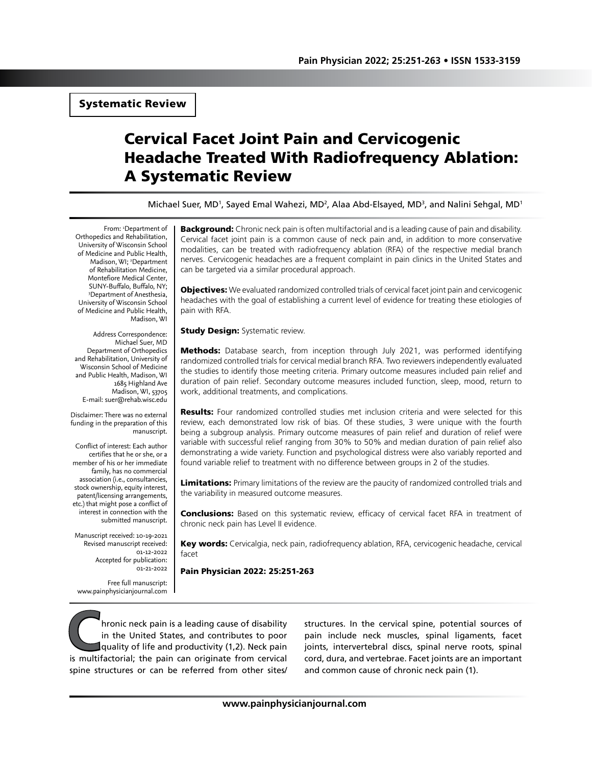Systematic Review

# Cervical Facet Joint Pain and Cervicogenic Headache Treated With Radiofrequency Ablation: A Systematic Review

Michael Suer, MD[1], Sayed Emal Wahezi, MD[2], Alaa Abd-Elsayed, MD[3], and Nalini Sehgal, MD[1]

From: [1]Department of Orthopedics and Rehabilitation, University of Wisconsin School of Medicine and Public Health, Madison, WI; [2]Department of Rehabilitation Medicine, Montefiore Medical Center, SUNY-Buffalo, Buffalo, NY; [3]Department of Anesthesia, University of Wisconsin School of Medicine and Public Health, Madison, WI

Address Correspondence:
Michael Suer, MD
Department of Orthopedics and Rehabilitation, University of Wisconsin School of Medicine and Public Health, Madison, WI
1685 Highland Ave
Madison, WI, 53705
E-mail: suer@rehab.wisc.edu

Disclaimer: There was no external funding in the preparation of this manuscript.

Conflict of interest: Each author certifies that he or she, or a member of his or her immediate family, has no commercial association (i.e., consultancies, stock ownership, equity interest, patent/licensing arrangements, etc.) that might pose a conflict of interest in connection with the submitted manuscript.

Manuscript received: 10-19-2021
Revised manuscript received: 01-12-2022
Accepted for publication: 01-21-2022

Free full manuscript: www.painphysicianjournal.com

**Background:** Chronic neck pain is often multifactorial and is a leading cause of pain and disability. Cervical facet joint pain is a common cause of neck pain and, in addition to more conservative modalities, can be treated with radiofrequency ablation (RFA) of the respective medial branch nerves. Cervicogenic headaches are a frequent complaint in pain clinics in the United States and can be targeted via a similar procedural approach.

**Objectives:** We evaluated randomized controlled trials of cervical facet joint pain and cervicogenic headaches with the goal of establishing a current level of evidence for treating these etiologies of pain with RFA.

**Study Design:** Systematic review.

**Methods:** Database search, from inception through July 2021, was performed identifying randomized controlled trials for cervical medial branch RFA. Two reviewers independently evaluated the studies to identify those meeting criteria. Primary outcome measures included pain relief and duration of pain relief. Secondary outcome measures included function, sleep, mood, return to work, additional treatments, and complications.

**Results:** Four randomized controlled studies met inclusion criteria and were selected for this review, each demonstrated low risk of bias. Of these studies, 3 were unique with the fourth being a subgroup analysis. Primary outcome measures of pain relief and duration of relief were variable with successful relief ranging from 30% to 50% and median duration of pain relief also demonstrating a wide variety. Function and psychological distress were also variably reported and found variable relief to treatment with no difference between groups in 2 of the studies.

**Limitations:** Primary limitations of the review are the paucity of randomized controlled trials and the variability in measured outcome measures.

**Conclusions:** Based on this systematic review, efficacy of cervical facet RFA in treatment of chronic neck pain has Level II evidence.

**Key words:** Cervicalgia, neck pain, radiofrequency ablation, RFA, cervicogenic headache, cervical facet

**Pain Physician 2022: 25:251-263**

Chronic neck pain is a leading cause of disability in the United States, and contributes to poor quality of life and productivity (1,2). Neck pain is multifactorial; the pain can originate from cervical spine structures or can be referred from other sites/ structures. In the cervical spine, potential sources of pain include neck muscles, spinal ligaments, facet joints, intervertebral discs, spinal nerve roots, spinal cord, dura, and vertebrae. Facet joints are an important and common cause of chronic neck pain (1).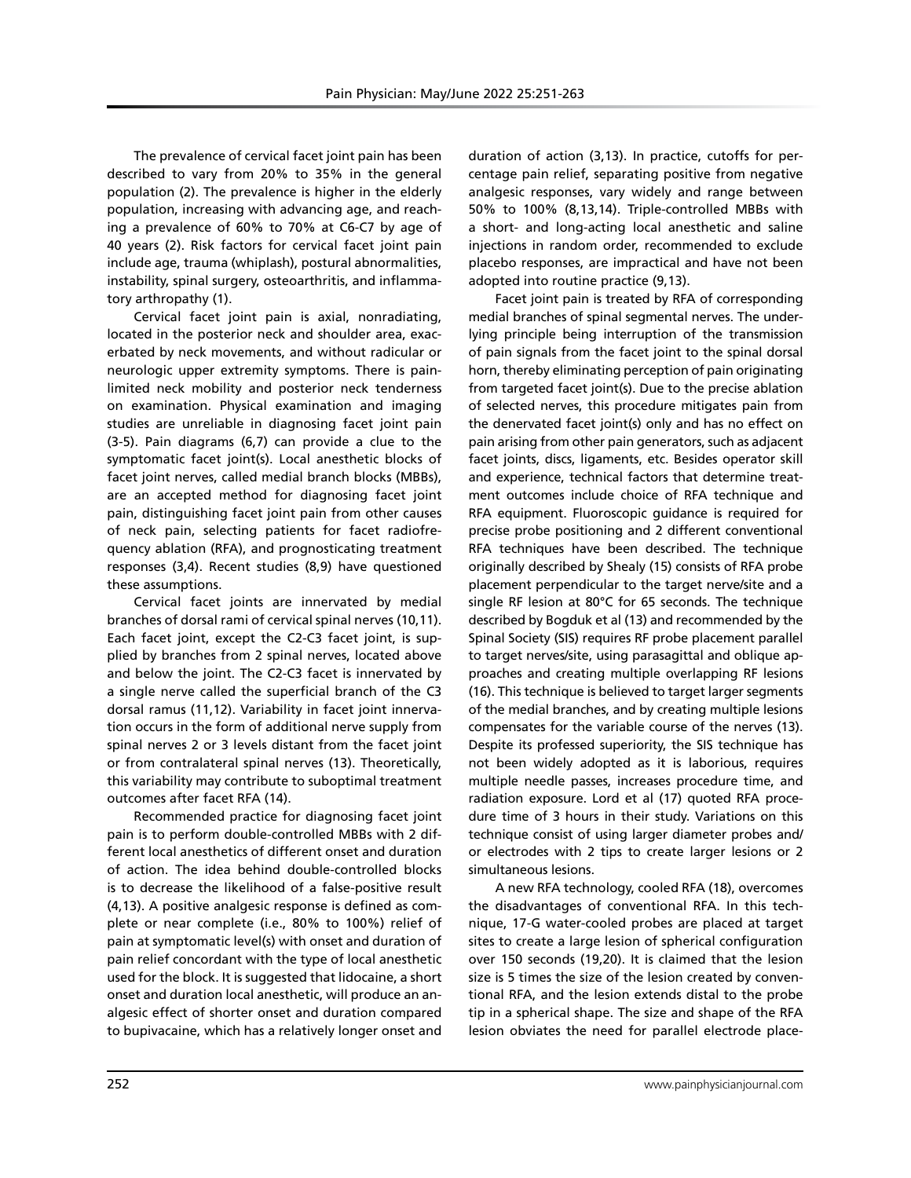The prevalence of cervical facet joint pain has been described to vary from 20% to 35% in the general population (2). The prevalence is higher in the elderly population, increasing with advancing age, and reaching a prevalence of 60% to 70% at C6-C7 by age of 40 years (2). Risk factors for cervical facet joint pain include age, trauma (whiplash), postural abnormalities, instability, spinal surgery, osteoarthritis, and inflammatory arthropathy (1).

Cervical facet joint pain is axial, nonradiating, located in the posterior neck and shoulder area, exacerbated by neck movements, and without radicular or neurologic upper extremity symptoms. There is pain-limited neck mobility and posterior neck tenderness on examination. Physical examination and imaging studies are unreliable in diagnosing facet joint pain (3-5). Pain diagrams (6,7) can provide a clue to the symptomatic facet joint(s). Local anesthetic blocks of facet joint nerves, called medial branch blocks (MBBs), are an accepted method for diagnosing facet joint pain, distinguishing facet joint pain from other causes of neck pain, selecting patients for facet radiofrequency ablation (RFA), and prognosticating treatment responses (3,4). Recent studies (8,9) have questioned these assumptions.

Cervical facet joints are innervated by medial branches of dorsal rami of cervical spinal nerves (10,11). Each facet joint, except the C2-C3 facet joint, is supplied by branches from 2 spinal nerves, located above and below the joint. The C2-C3 facet is innervated by a single nerve called the superficial branch of the C3 dorsal ramus (11,12). Variability in facet joint innervation occurs in the form of additional nerve supply from spinal nerves 2 or 3 levels distant from the facet joint or from contralateral spinal nerves (13). Theoretically, this variability may contribute to suboptimal treatment outcomes after facet RFA (14).

Recommended practice for diagnosing facet joint pain is to perform double-controlled MBBs with 2 different local anesthetics of different onset and duration of action. The idea behind double-controlled blocks is to decrease the likelihood of a false-positive result (4,13). A positive analgesic response is defined as complete or near complete (i.e., 80% to 100%) relief of pain at symptomatic level(s) with onset and duration of pain relief concordant with the type of local anesthetic used for the block. It is suggested that lidocaine, a short onset and duration local anesthetic, will produce an analgesic effect of shorter onset and duration compared to bupivacaine, which has a relatively longer onset and duration of action (3,13). In practice, cutoffs for percentage pain relief, separating positive from negative analgesic responses, vary widely and range between 50% to 100% (8,13,14). Triple-controlled MBBs with a short- and long-acting local anesthetic and saline injections in random order, recommended to exclude placebo responses, are impractical and have not been adopted into routine practice (9,13).

Facet joint pain is treated by RFA of corresponding medial branches of spinal segmental nerves. The underlying principle being interruption of the transmission of pain signals from the facet joint to the spinal dorsal horn, thereby eliminating perception of pain originating from targeted facet joint(s). Due to the precise ablation of selected nerves, this procedure mitigates pain from the denervated facet joint(s) only and has no effect on pain arising from other pain generators, such as adjacent facet joints, discs, ligaments, etc. Besides operator skill and experience, technical factors that determine treatment outcomes include choice of RFA technique and RFA equipment. Fluoroscopic guidance is required for precise probe positioning and 2 different conventional RFA techniques have been described. The technique originally described by Shealy (15) consists of RFA probe placement perpendicular to the target nerve/site and a single RF lesion at 80°C for 65 seconds. The technique described by Bogduk et al (13) and recommended by the Spinal Society (SIS) requires RF probe placement parallel to target nerves/site, using parasagittal and oblique approaches and creating multiple overlapping RF lesions (16). This technique is believed to target larger segments of the medial branches, and by creating multiple lesions compensates for the variable course of the nerves (13). Despite its professed superiority, the SIS technique has not been widely adopted as it is laborious, requires multiple needle passes, increases procedure time, and radiation exposure. Lord et al (17) quoted RFA procedure time of 3 hours in their study. Variations on this technique consist of using larger diameter probes and/or electrodes with 2 tips to create larger lesions or 2 simultaneous lesions.

A new RFA technology, cooled RFA (18), overcomes the disadvantages of conventional RFA. In this technique, 17-G water-cooled probes are placed at target sites to create a large lesion of spherical configuration over 150 seconds (19,20). It is claimed that the lesion size is 5 times the size of the lesion created by conventional RFA, and the lesion extends distal to the probe tip in a spherical shape. The size and shape of the RFA lesion obviates the need for parallel electrode place-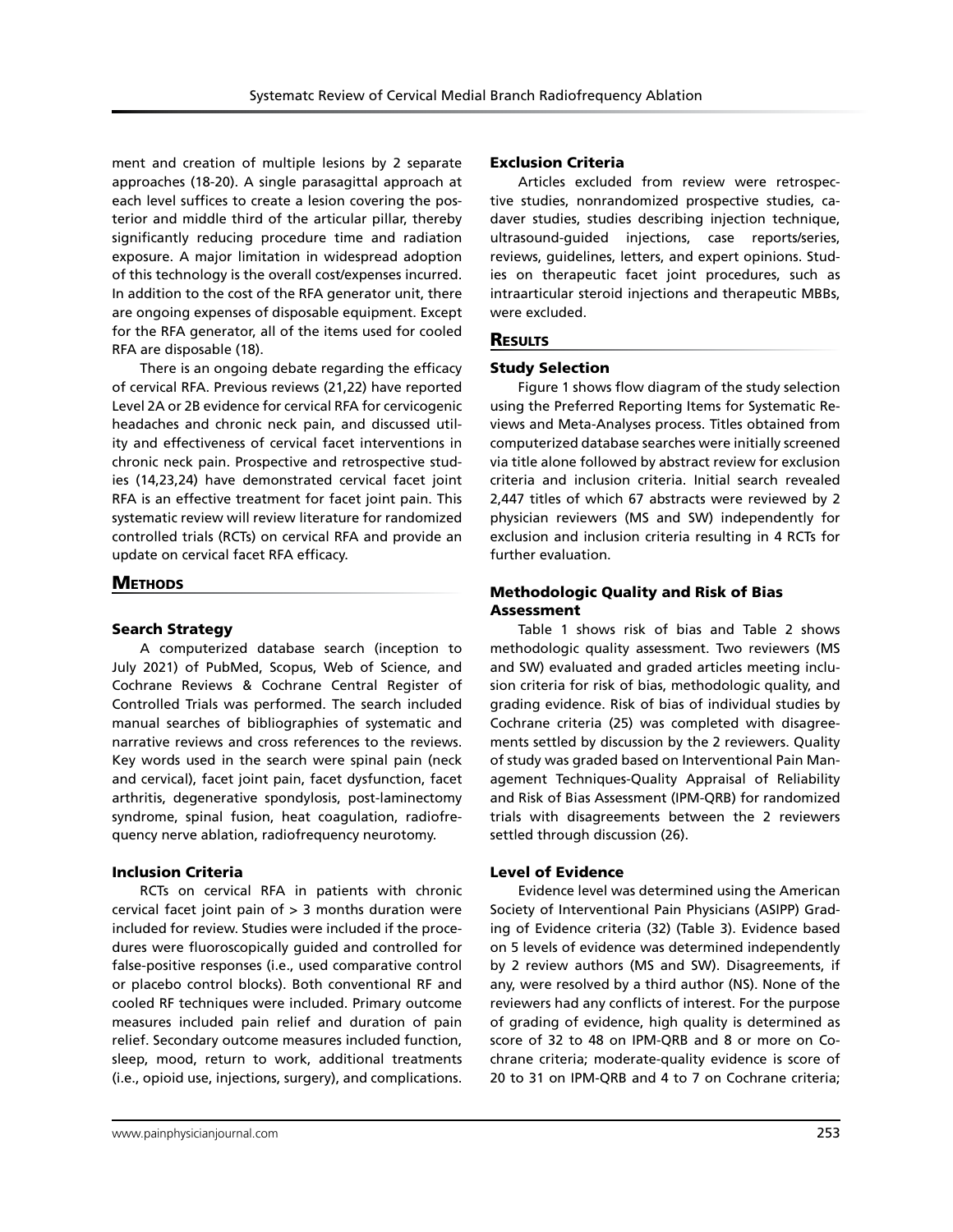ment and creation of multiple lesions by 2 separate approaches (18-20). A single parasagittal approach at each level suffices to create a lesion covering the posterior and middle third of the articular pillar, thereby significantly reducing procedure time and radiation exposure. A major limitation in widespread adoption of this technology is the overall cost/expenses incurred. In addition to the cost of the RFA generator unit, there are ongoing expenses of disposable equipment. Except for the RFA generator, all of the items used for cooled RFA are disposable (18).

There is an ongoing debate regarding the efficacy of cervical RFA. Previous reviews (21,22) have reported Level 2A or 2B evidence for cervical RFA for cervicogenic headaches and chronic neck pain, and discussed utility and effectiveness of cervical facet interventions in chronic neck pain. Prospective and retrospective studies (14,23,24) have demonstrated cervical facet joint RFA is an effective treatment for facet joint pain. This systematic review will review literature for randomized controlled trials (RCTs) on cervical RFA and provide an update on cervical facet RFA efficacy.

## Methods

### Search Strategy

A computerized database search (inception to July 2021) of PubMed, Scopus, Web of Science, and Cochrane Reviews & Cochrane Central Register of Controlled Trials was performed. The search included manual searches of bibliographies of systematic and narrative reviews and cross references to the reviews. Key words used in the search were spinal pain (neck and cervical), facet joint pain, facet dysfunction, facet arthritis, degenerative spondylosis, post-laminectomy syndrome, spinal fusion, heat coagulation, radiofrequency nerve ablation, radiofrequency neurotomy.

### Inclusion Criteria

RCTs on cervical RFA in patients with chronic cervical facet joint pain of > 3 months duration were included for review. Studies were included if the procedures were fluoroscopically guided and controlled for false-positive responses (i.e., used comparative control or placebo control blocks). Both conventional RF and cooled RF techniques were included. Primary outcome measures included pain relief and duration of pain relief. Secondary outcome measures included function, sleep, mood, return to work, additional treatments (i.e., opioid use, injections, surgery), and complications.

### Exclusion Criteria

Articles excluded from review were retrospective studies, nonrandomized prospective studies, cadaver studies, studies describing injection technique, ultrasound-guided injections, case reports/series, reviews, guidelines, letters, and expert opinions. Studies on therapeutic facet joint procedures, such as intraarticular steroid injections and therapeutic MBBs, were excluded.

## Results

### Study Selection

Figure 1 shows flow diagram of the study selection using the Preferred Reporting Items for Systematic Reviews and Meta-Analyses process. Titles obtained from computerized database searches were initially screened via title alone followed by abstract review for exclusion criteria and inclusion criteria. Initial search revealed 2,447 titles of which 67 abstracts were reviewed by 2 physician reviewers (MS and SW) independently for exclusion and inclusion criteria resulting in 4 RCTs for further evaluation.

### Methodologic Quality and Risk of Bias Assessment

Table 1 shows risk of bias and Table 2 shows methodologic quality assessment. Two reviewers (MS and SW) evaluated and graded articles meeting inclusion criteria for risk of bias, methodologic quality, and grading evidence. Risk of bias of individual studies by Cochrane criteria (25) was completed with disagreements settled by discussion by the 2 reviewers. Quality of study was graded based on Interventional Pain Management Techniques-Quality Appraisal of Reliability and Risk of Bias Assessment (IPM-QRB) for randomized trials with disagreements between the 2 reviewers settled through discussion (26).

### Level of Evidence

Evidence level was determined using the American Society of Interventional Pain Physicians (ASIPP) Grading of Evidence criteria (32) (Table 3). Evidence based on 5 levels of evidence was determined independently by 2 review authors (MS and SW). Disagreements, if any, were resolved by a third author (NS). None of the reviewers had any conflicts of interest. For the purpose of grading of evidence, high quality is determined as score of 32 to 48 on IPM-QRB and 8 or more on Cochrane criteria; moderate-quality evidence is score of 20 to 31 on IPM-QRB and 4 to 7 on Cochrane criteria;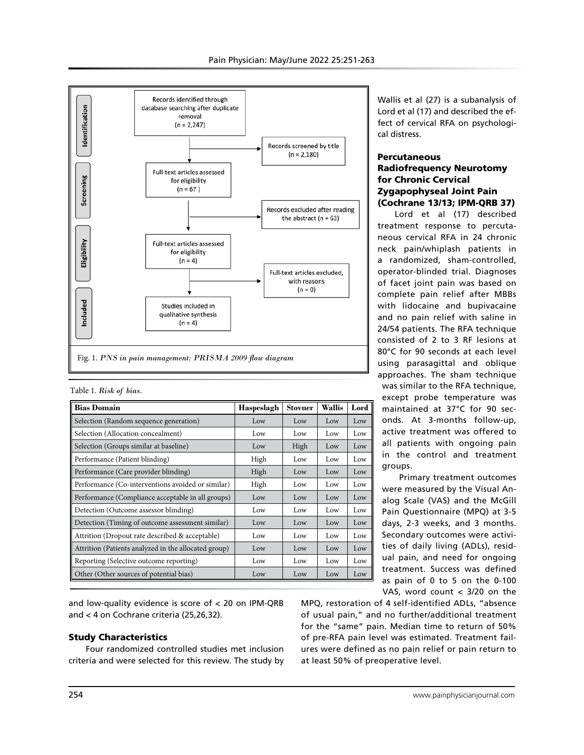Records identified through database searching after duplicate removal (n = 2,247)

Records screened by title (n = 2,180)

Full-text articles assessed for eligibility (n = 67 )

Records excluded after reading the abstract (n = 63)

Full-text articles assessed for eligibility (n = 4)

Full-text articles excluded, with reasons (n = 0)

Studies included in qualitative synthesis (n = 4)

Fig. 1. *PNS in pain management: PRISMA 2009 flow diagram*

Table 1. *Risk of bias.*

| Bias Domain | Haspeslagh | Stovner | Wallis | Lord |
|---|---|---|---|---|
| Selection (Random sequence generation) | Low | Low | Low | Low |
| Selection (Allocation concealment) | Low | Low | Low | Low |
| Selection (Groups similar at baseline) | Low | High | Low | Low |
| Performance (Patient blinding) | High | Low | Low | Low |
| Performance (Care provider blinding) | High | Low | Low | Low |
| Performance (Co-interventions avoided or similar) | High | Low | Low | Low |
| Performance (Compliance acceptable in all groups) | Low | Low | Low | Low |
| Detection (Outcome assessor blinding) | Low | Low | Low | Low |
| Detection (Timing of outcome assessment similar) | Low | Low | Low | Low |
| Attrition (Dropout rate described & acceptable) | Low | Low | Low | Low |
| Attrition (Patients analyzed in the allocated group) | Low | Low | Low | Low |
| Reporting (Selective outcome reporting) | Low | Low | Low | Low |
| Other (Other sources of potential bias) | Low | Low | Low | Low |

and low-quality evidence is score of < 20 on IPM-QRB and < 4 on Cochrane criteria (25,26,32).

### Study Characteristics

Four randomized controlled studies met inclusion criteria and were selected for this review. The study by Wallis et al (27) is a subanalysis of Lord et al (17) and described the effect of cervical RFA on psychological distress.

### Percutaneous Radiofrequency Neurotomy for Chronic Cervical Zygapophyseal Joint Pain (Cochrane 13/13; IPM-QRB 37)

Lord et al (17) described treatment response to percutaneous cervical RFA in 24 chronic neck pain/whiplash patients in a randomized, sham-controlled, operator-blinded trial. Diagnoses of facet joint pain was based on complete pain relief after MBBs with lidocaine and bupivacaine and no pain relief with saline in 24/54 patients. The RFA technique consisted of 2 to 3 RF lesions at 80°C for 90 seconds at each level using parasagittal and oblique approaches. The sham technique was similar to the RFA technique, except probe temperature was maintained at 37°C for 90 seconds. At 3-months follow-up, active treatment was offered to all patients with ongoing pain in the control and treatment groups.

Primary treatment outcomes were measured by the Visual Analog Scale (VAS) and the McGill Pain Questionnaire (MPQ) at 3-5 days, 2-3 weeks, and 3 months. Secondary outcomes were activities of daily living (ADLs), residual pain, and need for ongoing treatment. Success was defined as pain of 0 to 5 on the 0-100 VAS, word count < 3/20 on the MPQ, restoration of 4 self-identified ADLs, "absence of usual pain," and no further/additional treatment for the "same" pain. Median time to return of 50% of pre-RFA pain level was estimated. Treatment failures were defined as no pain relief or pain return to at least 50% of preoperative level.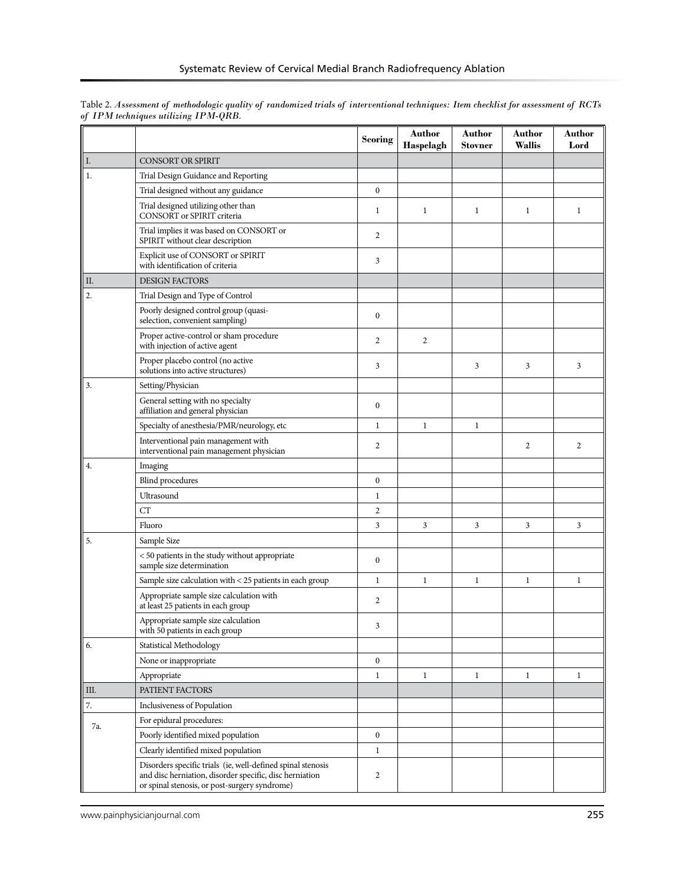Table 2. *Assessment of methodologic quality of randomized trials of interventional techniques: Item checklist for assessment of RCTs of IPM techniques utilizing IPM-QRB.*

| | | Scoring | Author Haspelagh | Author Stovner | Author Wallis | Author Lord |
|---|---|---|---|---|---|---|
| I. | CONSORT OR SPIRIT | | | | | |
| 1. | Trial Design Guidance and Reporting | | | | | |
| | Trial designed without any guidance | 0 | | | | |
| | Trial designed utilizing other than CONSORT or SPIRIT criteria | 1 | 1 | 1 | 1 | 1 |
| | Trial implies it was based on CONSORT or SPIRIT without clear description | 2 | | | | |
| | Explicit use of CONSORT or SPIRIT with identification of criteria | 3 | | | | |
| II. | DESIGN FACTORS | | | | | |
| 2. | Trial Design and Type of Control | | | | | |
| | Poorly designed control group (quasi-selection, convenient sampling) | 0 | | | | |
| | Proper active-control or sham procedure with injection of active agent | 2 | 2 | | | |
| | Proper placebo control (no active solutions into active structures) | 3 | | 3 | 3 | 3 |
| 3. | Setting/Physician | | | | | |
| | General setting with no specialty affiliation and general physician | 0 | | | | |
| | Specialty of anesthesia/PMR/neurology, etc | 1 | 1 | 1 | | |
| | Interventional pain management with interventional pain management physician | 2 | | | 2 | 2 |
| 4. | Imaging | | | | | |
| | Blind procedures | 0 | | | | |
| | Ultrasound | 1 | | | | |
| | CT | 2 | | | | |
| | Fluoro | 3 | 3 | 3 | 3 | 3 |
| 5. | Sample Size | | | | | |
| | < 50 patients in the study without appropriate sample size determination | 0 | | | | |
| | Sample size calculation with < 25 patients in each group | 1 | 1 | 1 | 1 | 1 |
| | Appropriate sample size calculation with at least 25 patients in each group | 2 | | | | |
| | Appropriate sample size calculation with 50 patients in each group | 3 | | | | |
| 6. | Statistical Methodology | | | | | |
| | None or inappropriate | 0 | | | | |
| | Appropriate | 1 | 1 | 1 | 1 | 1 |
| III. | PATIENT FACTORS | | | | | |
| 7. | Inclusiveness of Population | | | | | |
| 7a. | For epidural procedures: | | | | | |
| | Poorly identified mixed population | 0 | | | | |
| | Clearly identified mixed population | 1 | | | | |
| | Disorders specific trials (ie, well-defined spinal stenosis and disc herniation, disorder specific, disc herniation or spinal stenosis, or post-surgery syndrome) | 2 | | | | |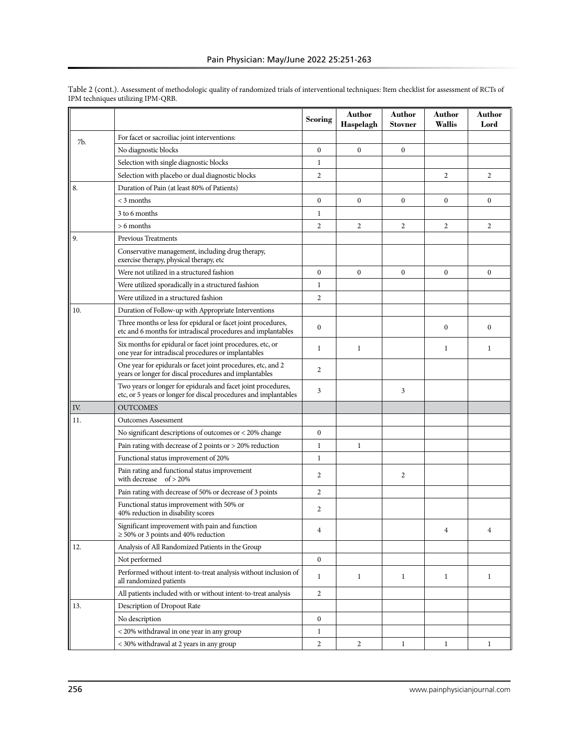Table 2 (cont.). Assessment of methodologic quality of randomized trials of interventional techniques: Item checklist for assessment of RCTs of IPM techniques utilizing IPM-QRB.

| | | Scoring | Author Haspelagh | Author Stovner | Author Wallis | Author Lord |
|---|---|---|---|---|---|---|
| 7b. | For facet or sacroiliac joint interventions: | | | | | |
| | No diagnostic blocks | 0 | 0 | 0 | | |
| | Selection with single diagnostic blocks | 1 | | | | |
| | Selection with placebo or dual diagnostic blocks | 2 | | | 2 | 2 |
| 8. | Duration of Pain (at least 80% of Patients) | | | | | |
| | < 3 months | 0 | 0 | 0 | 0 | 0 |
| | 3 to 6 months | 1 | | | | |
| | > 6 months | 2 | 2 | 2 | 2 | 2 |
| 9. | Previous Treatments | | | | | |
| | Conservative management, including drug therapy, exercise therapy, physical therapy, etc | | | | | |
| | Were not utilized in a structured fashion | 0 | 0 | 0 | 0 | 0 |
| | Were utilized sporadically in a structured fashion | 1 | | | | |
| | Were utilized in a structured fashion | 2 | | | | |
| 10. | Duration of Follow-up with Appropriate Interventions | | | | | |
| | Three months or less for epidural or facet joint procedures, etc and 6 months for intradiscal procedures and implantables | 0 | | | 0 | 0 |
| | Six months for epidural or facet joint procedures, etc, or one year for intradiscal procedures or implantables | 1 | 1 | | 1 | 1 |
| | One year for epidurals or facet joint procedures, etc, and 2 years or longer for discal procedures and implantables | 2 | | | | |
| | Two years or longer for epidurals and facet joint procedures, etc, or 5 years or longer for discal procedures and implantables | 3 | | 3 | | |
| IV. | OUTCOMES | | | | | |
| 11. | Outcomes Assessment | | | | | |
| | No significant descriptions of outcomes or < 20% change | 0 | | | | |
| | Pain rating with decrease of 2 points or > 20% reduction | 1 | 1 | | | |
| | Functional status improvement of 20% | 1 | | | | |
| | Pain rating and functional status improvement with decrease of > 20% | 2 | | 2 | | |
| | Pain rating with decrease of 50% or decrease of 3 points | 2 | | | | |
| | Functional status improvement with 50% or 40% reduction in disability scores | 2 | | | | |
| | Significant improvement with pain and function ≥ 50% or 3 points and 40% reduction | 4 | | | 4 | 4 |
| 12. | Analysis of All Randomized Patients in the Group | | | | | |
| | Not performed | 0 | | | | |
| | Performed without intent-to-treat analysis without inclusion of all randomized patients | 1 | 1 | 1 | 1 | 1 |
| | All patients included with or without intent-to-treat analysis | 2 | | | | |
| 13. | Description of Dropout Rate | | | | | |
| | No description | 0 | | | | |
| | < 20% withdrawal in one year in any group | 1 | | | | |
| | < 30% withdrawal at 2 years in any group | 2 | 2 | 1 | 1 | 1 |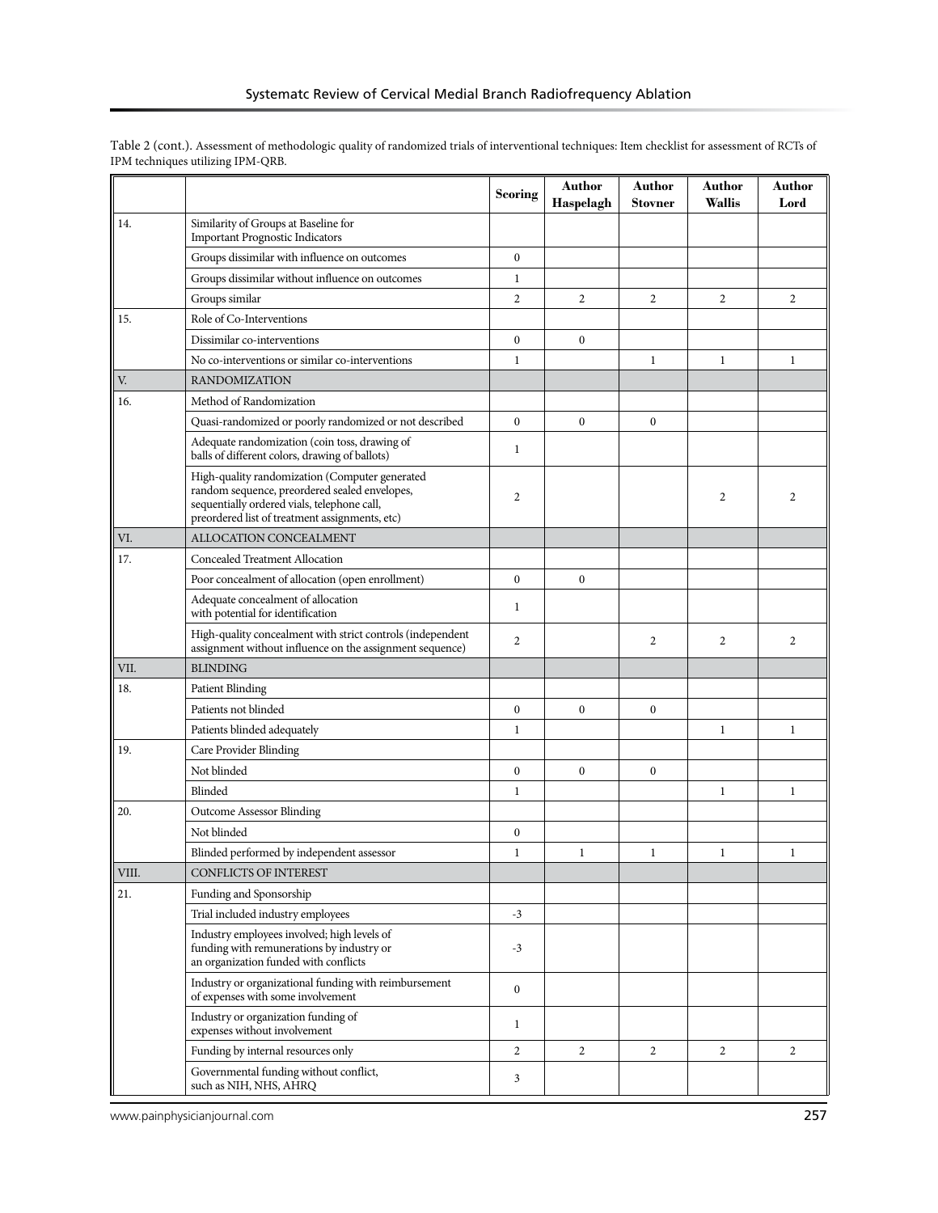Table 2 (cont.). Assessment of methodologic quality of randomized trials of interventional techniques: Item checklist for assessment of RCTs of IPM techniques utilizing IPM-QRB.

| | | Scoring | Author Haspelagh | Author Stovner | Author Wallis | Author Lord |
|---|---|---|---|---|---|---|
| 14. | Similarity of Groups at Baseline for Important Prognostic Indicators | | | | | |
| | Groups dissimilar with influence on outcomes | 0 | | | | |
| | Groups dissimilar without influence on outcomes | 1 | | | | |
| | Groups similar | 2 | 2 | 2 | 2 | 2 |
| 15. | Role of Co-Interventions | | | | | |
| | Dissimilar co-interventions | 0 | 0 | | | |
| | No co-interventions or similar co-interventions | 1 | | 1 | 1 | 1 |
| V. | RANDOMIZATION | | | | | |
| 16. | Method of Randomization | | | | | |
| | Quasi-randomized or poorly randomized or not described | 0 | 0 | 0 | | |
| | Adequate randomization (coin toss, drawing of balls of different colors, drawing of ballots) | 1 | | | | |
| | High-quality randomization (Computer generated random sequence, preordered sealed envelopes, sequentially ordered vials, telephone call, preordered list of treatment assignments, etc) | 2 | | | 2 | 2 |
| VI. | ALLOCATION CONCEALMENT | | | | | |
| 17. | Concealed Treatment Allocation | | | | | |
| | Poor concealment of allocation (open enrollment) | 0 | 0 | | | |
| | Adequate concealment of allocation with potential for identification | 1 | | | | |
| | High-quality concealment with strict controls (independent assignment without influence on the assignment sequence) | 2 | | 2 | 2 | 2 |
| VII. | BLINDING | | | | | |
| 18. | Patient Blinding | | | | | |
| | Patients not blinded | 0 | 0 | 0 | | |
| | Patients blinded adequately | 1 | | | 1 | 1 |
| 19. | Care Provider Blinding | | | | | |
| | Not blinded | 0 | 0 | 0 | | |
| | Blinded | 1 | | | 1 | 1 |
| 20. | Outcome Assessor Blinding | | | | | |
| | Not blinded | 0 | | | | |
| | Blinded performed by independent assessor | 1 | 1 | 1 | 1 | 1 |
| VIII. | CONFLICTS OF INTEREST | | | | | |
| 21. | Funding and Sponsorship | | | | | |
| | Trial included industry employees | -3 | | | | |
| | Industry employees involved; high levels of funding with remunerations by industry or an organization funded with conflicts | -3 | | | | |
| | Industry or organizational funding with reimbursement of expenses with some involvement | 0 | | | | |
| | Industry or organization funding of expenses without involvement | 1 | | | | |
| | Funding by internal resources only | 2 | 2 | 2 | 2 | 2 |
| | Governmental funding without conflict, such as NIH, NHS, AHRQ | 3 | | | | |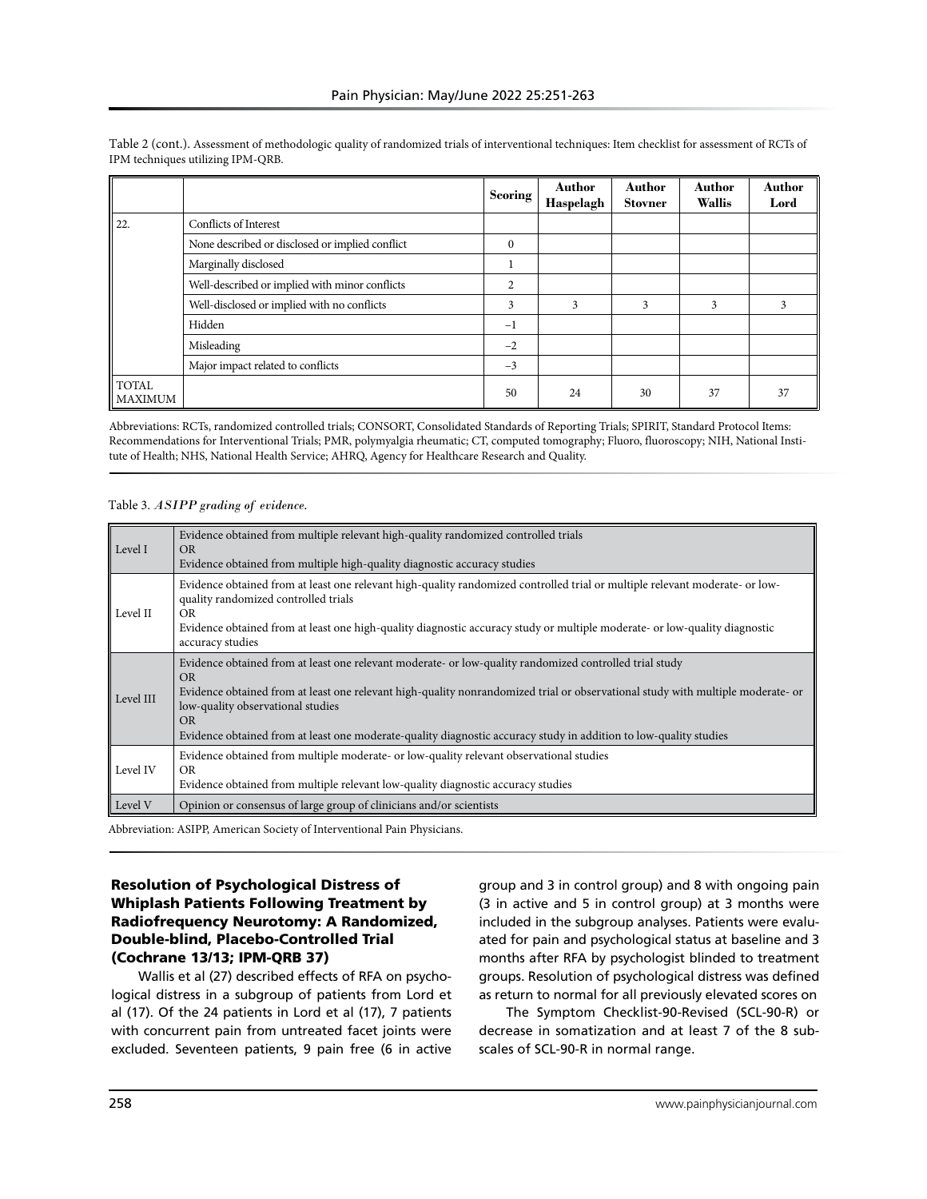Table 2 (cont.). Assessment of methodologic quality of randomized trials of interventional techniques: Item checklist for assessment of RCTs of IPM techniques utilizing IPM-QRB.

| | | Scoring | Author Haspelagh | Author Stovner | Author Wallis | Author Lord |
|---|---|---|---|---|---|---|
| 22. | Conflicts of Interest | | | | | |
| | None described or disclosed or implied conflict | 0 | | | | |
| | Marginally disclosed | 1 | | | | |
| | Well-described or implied with minor conflicts | 2 | | | | |
| | Well-disclosed or implied with no conflicts | 3 | 3 | 3 | 3 | 3 |
| | Hidden | −1 | | | | |
| | Misleading | −2 | | | | |
| | Major impact related to conflicts | −3 | | | | |
| TOTAL MAXIMUM | | 50 | 24 | 30 | 37 | 37 |

Abbreviations: RCTs, randomized controlled trials; CONSORT, Consolidated Standards of Reporting Trials; SPIRIT, Standard Protocol Items: Recommendations for Interventional Trials; PMR, polymyalgia rheumatic; CT, computed tomography; Fluoro, fluoroscopy; NIH, National Institute of Health; NHS, National Health Service; AHRQ, Agency for Healthcare Research and Quality.

Table 3. *ASIPP grading of evidence.*

| | |
|---|---|
| Level I | Evidence obtained from multiple relevant high-quality randomized controlled trials<br>OR<br>Evidence obtained from multiple high-quality diagnostic accuracy studies |
| Level II | Evidence obtained from at least one relevant high-quality randomized controlled trial or multiple relevant moderate- or low-quality randomized controlled trials<br>OR<br>Evidence obtained from at least one high-quality diagnostic accuracy study or multiple moderate- or low-quality diagnostic accuracy studies |
| Level III | Evidence obtained from at least one relevant moderate- or low-quality randomized controlled trial study<br>OR<br>Evidence obtained from at least one relevant high-quality nonrandomized trial or observational study with multiple moderate- or low-quality observational studies<br>OR<br>Evidence obtained from at least one moderate-quality diagnostic accuracy study in addition to low-quality studies |
| Level IV | Evidence obtained from multiple moderate- or low-quality relevant observational studies<br>OR<br>Evidence obtained from multiple relevant low-quality diagnostic accuracy studies |
| Level V | Opinion or consensus of large group of clinicians and/or scientists |

Abbreviation: ASIPP, American Society of Interventional Pain Physicians.

### Resolution of Psychological Distress of Whiplash Patients Following Treatment by Radiofrequency Neurotomy: A Randomized, Double-blind, Placebo-Controlled Trial (Cochrane 13/13; IPM-QRB 37)

Wallis et al (27) described effects of RFA on psychological distress in a subgroup of patients from Lord et al (17). Of the 24 patients in Lord et al (17), 7 patients with concurrent pain from untreated facet joints were excluded. Seventeen patients, 9 pain free (6 in active group and 3 in control group) and 8 with ongoing pain (3 in active and 5 in control group) at 3 months were included in the subgroup analyses. Patients were evaluated for pain and psychological status at baseline and 3 months after RFA by psychologist blinded to treatment groups. Resolution of psychological distress was defined as return to normal for all previously elevated scores on

The Symptom Checklist-90-Revised (SCL-90-R) or decrease in somatization and at least 7 of the 8 subscales of SCL-90-R in normal range.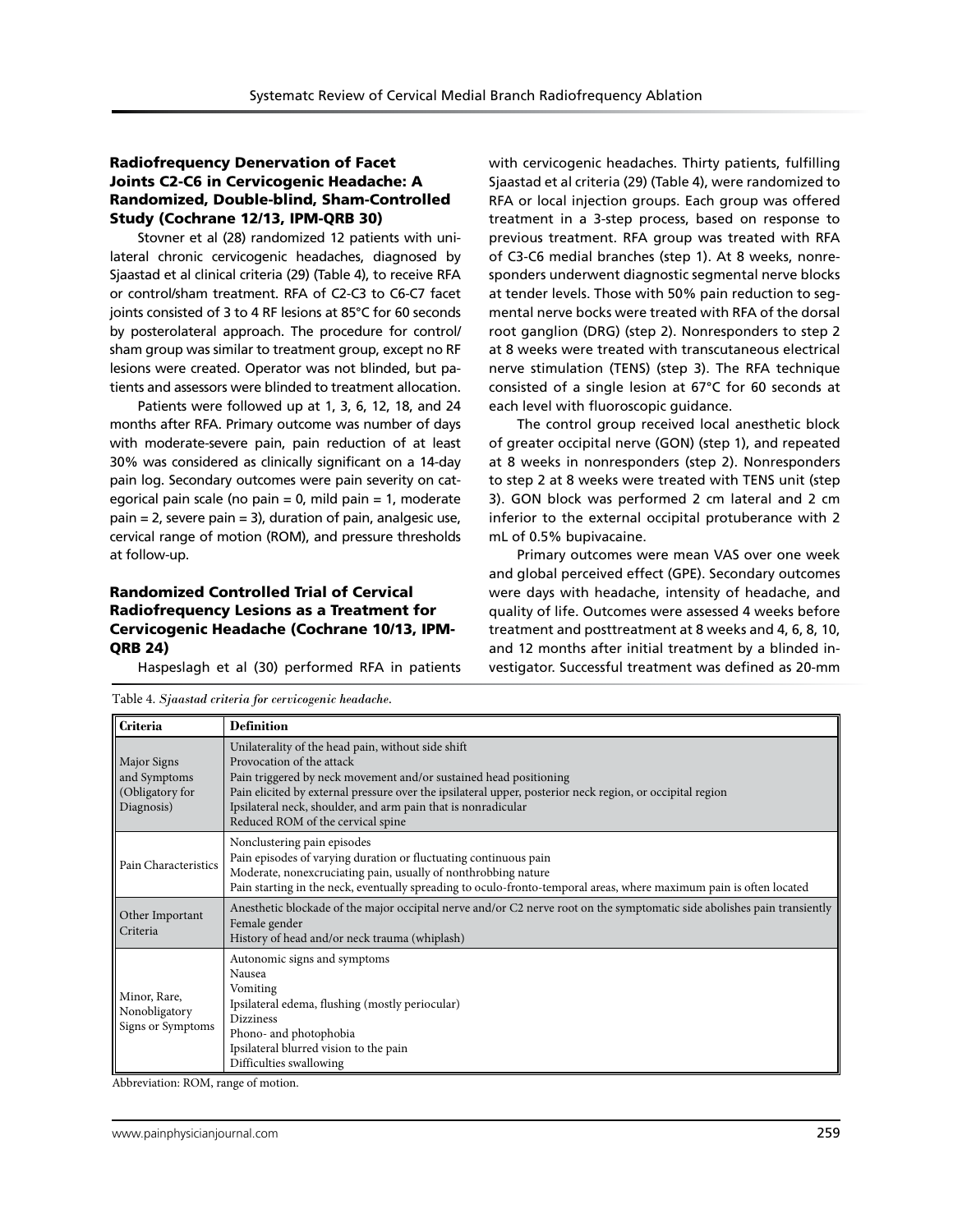### Radiofrequency Denervation of Facet Joints C2-C6 in Cervicogenic Headache: A Randomized, Double-blind, Sham-Controlled Study (Cochrane 12/13, IPM-QRB 30)

Stovner et al (28) randomized 12 patients with unilateral chronic cervicogenic headaches, diagnosed by Sjaastad et al clinical criteria (29) (Table 4), to receive RFA or control/sham treatment. RFA of C2-C3 to C6-C7 facet joints consisted of 3 to 4 RF lesions at 85°C for 60 seconds by posterolateral approach. The procedure for control/sham group was similar to treatment group, except no RF lesions were created. Operator was not blinded, but patients and assessors were blinded to treatment allocation.

Patients were followed up at 1, 3, 6, 12, 18, and 24 months after RFA. Primary outcome was number of days with moderate-severe pain, pain reduction of at least 30% was considered as clinically significant on a 14-day pain log. Secondary outcomes were pain severity on categorical pain scale (no pain = 0, mild pain = 1, moderate pain = 2, severe pain = 3), duration of pain, analgesic use, cervical range of motion (ROM), and pressure thresholds at follow-up.

### Randomized Controlled Trial of Cervical Radiofrequency Lesions as a Treatment for Cervicogenic Headache (Cochrane 10/13, IPM-QRB 24)

Haspeslagh et al (30) performed RFA in patients with cervicogenic headaches. Thirty patients, fulfilling Sjaastad et al criteria (29) (Table 4), were randomized to RFA or local injection groups. Each group was offered treatment in a 3-step process, based on response to previous treatment. RFA group was treated with RFA of C3-C6 medial branches (step 1). At 8 weeks, nonresponders underwent diagnostic segmental nerve blocks at tender levels. Those with 50% pain reduction to segmental nerve bocks were treated with RFA of the dorsal root ganglion (DRG) (step 2). Nonresponders to step 2 at 8 weeks were treated with transcutaneous electrical nerve stimulation (TENS) (step 3). The RFA technique consisted of a single lesion at 67°C for 60 seconds at each level with fluoroscopic guidance.

The control group received local anesthetic block of greater occipital nerve (GON) (step 1), and repeated at 8 weeks in nonresponders (step 2). Nonresponders to step 2 at 8 weeks were treated with TENS unit (step 3). GON block was performed 2 cm lateral and 2 cm inferior to the external occipital protuberance with 2 mL of 0.5% bupivacaine.

Primary outcomes were mean VAS over one week and global perceived effect (GPE). Secondary outcomes were days with headache, intensity of headache, and quality of life. Outcomes were assessed 4 weeks before treatment and posttreatment at 8 weeks and 4, 6, 8, 10, and 12 months after initial treatment by a blinded investigator. Successful treatment was defined as 20-mm

Table 4. *Sjaastad criteria for cervicogenic headache.*

| Criteria | Definition |
|---|---|
| Major Signs and Symptoms (Obligatory for Diagnosis) | Unilaterality of the head pain, without side shift<br>Provocation of the attack<br>Pain triggered by neck movement and/or sustained head positioning<br>Pain elicited by external pressure over the ipsilateral upper, posterior neck region, or occipital region<br>Ipsilateral neck, shoulder, and arm pain that is nonradicular<br>Reduced ROM of the cervical spine |
| Pain Characteristics | Nonclustering pain episodes<br>Pain episodes of varying duration or fluctuating continuous pain<br>Moderate, nonexcruciating pain, usually of nonthrobbing nature<br>Pain starting in the neck, eventually spreading to oculo-fronto-temporal areas, where maximum pain is often located |
| Other Important Criteria | Anesthetic blockade of the major occipital nerve and/or C2 nerve root on the symptomatic side abolishes pain transiently<br>Female gender<br>History of head and/or neck trauma (whiplash) |
| Minor, Rare, Nonobligatory Signs or Symptoms | Autonomic signs and symptoms<br>Nausea<br>Vomiting<br>Ipsilateral edema, flushing (mostly periocular)<br>Dizziness<br>Phono- and photophobia<br>Ipsilateral blurred vision to the pain<br>Difficulties swallowing |

Abbreviation: ROM, range of motion.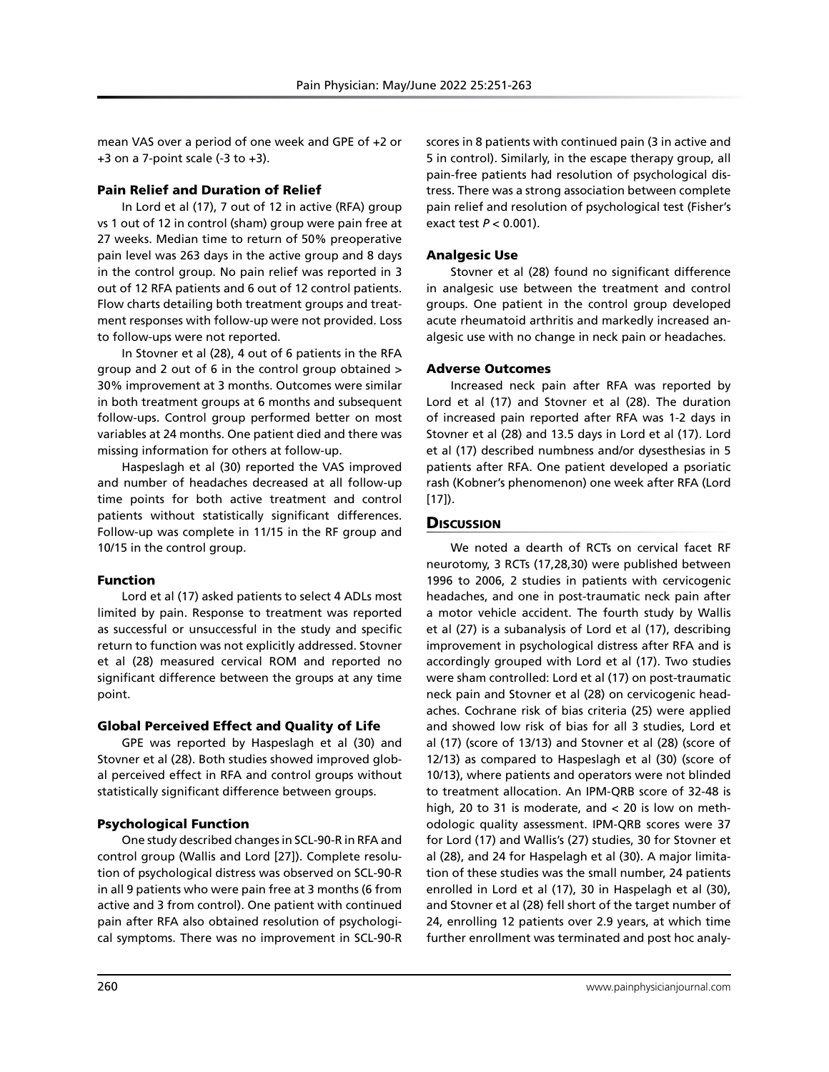mean VAS over a period of one week and GPE of +2 or +3 on a 7-point scale (-3 to +3).

### Pain Relief and Duration of Relief

In Lord et al (17), 7 out of 12 in active (RFA) group vs 1 out of 12 in control (sham) group were pain free at 27 weeks. Median time to return of 50% preoperative pain level was 263 days in the active group and 8 days in the control group. No pain relief was reported in 3 out of 12 RFA patients and 6 out of 12 control patients. Flow charts detailing both treatment groups and treatment responses with follow-up were not provided. Loss to follow-ups were not reported.

In Stovner et al (28), 4 out of 6 patients in the RFA group and 2 out of 6 in the control group obtained > 30% improvement at 3 months. Outcomes were similar in both treatment groups at 6 months and subsequent follow-ups. Control group performed better on most variables at 24 months. One patient died and there was missing information for others at follow-up.

Haspeslagh et al (30) reported the VAS improved and number of headaches decreased at all follow-up time points for both active treatment and control patients without statistically significant differences. Follow-up was complete in 11/15 in the RF group and 10/15 in the control group.

### Function

Lord et al (17) asked patients to select 4 ADLs most limited by pain. Response to treatment was reported as successful or unsuccessful in the study and specific return to function was not explicitly addressed. Stovner et al (28) measured cervical ROM and reported no significant difference between the groups at any time point.

### Global Perceived Effect and Quality of Life

GPE was reported by Haspeslagh et al (30) and Stovner et al (28). Both studies showed improved global perceived effect in RFA and control groups without statistically significant difference between groups.

### Psychological Function

One study described changes in SCL-90-R in RFA and control group (Wallis and Lord [27]). Complete resolution of psychological distress was observed on SCL-90-R in all 9 patients who were pain free at 3 months (6 from active and 3 from control). One patient with continued pain after RFA also obtained resolution of psychological symptoms. There was no improvement in SCL-90-R scores in 8 patients with continued pain (3 in active and 5 in control). Similarly, in the escape therapy group, all pain-free patients had resolution of psychological distress. There was a strong association between complete pain relief and resolution of psychological test (Fisher's exact test $P < 0.001$).

### Analgesic Use

Stovner et al (28) found no significant difference in analgesic use between the treatment and control groups. One patient in the control group developed acute rheumatoid arthritis and markedly increased analgesic use with no change in neck pain or headaches.

### Adverse Outcomes

Increased neck pain after RFA was reported by Lord et al (17) and Stovner et al (28). The duration of increased pain reported after RFA was 1-2 days in Stovner et al (28) and 13.5 days in Lord et al (17). Lord et al (17) described numbness and/or dysesthesias in 5 patients after RFA. One patient developed a psoriatic rash (Kobner's phenomenon) one week after RFA (Lord [17]).

## Discussion

We noted a dearth of RCTs on cervical facet RF neurotomy, 3 RCTs (17,28,30) were published between 1996 to 2006, 2 studies in patients with cervicogenic headaches, and one in post-traumatic neck pain after a motor vehicle accident. The fourth study by Wallis et al (27) is a subanalysis of Lord et al (17), describing improvement in psychological distress after RFA and is accordingly grouped with Lord et al (17). Two studies were sham controlled: Lord et al (17) on post-traumatic neck pain and Stovner et al (28) on cervicogenic headaches. Cochrane risk of bias criteria (25) were applied and showed low risk of bias for all 3 studies, Lord et al (17) (score of 13/13) and Stovner et al (28) (score of 12/13) as compared to Haspeslagh et al (30) (score of 10/13), where patients and operators were not blinded to treatment allocation. An IPM-QRB score of 32-48 is high, 20 to 31 is moderate, and < 20 is low on methodologic quality assessment. IPM-QRB scores were 37 for Lord (17) and Wallis's (27) studies, 30 for Stovner et al (28), and 24 for Haspelagh et al (30). A major limitation of these studies was the small number, 24 patients enrolled in Lord et al (17), 30 in Haspelagh et al (30), and Stovner et al (28) fell short of the target number of 24, enrolling 12 patients over 2.9 years, at which time further enrollment was terminated and post hoc analy-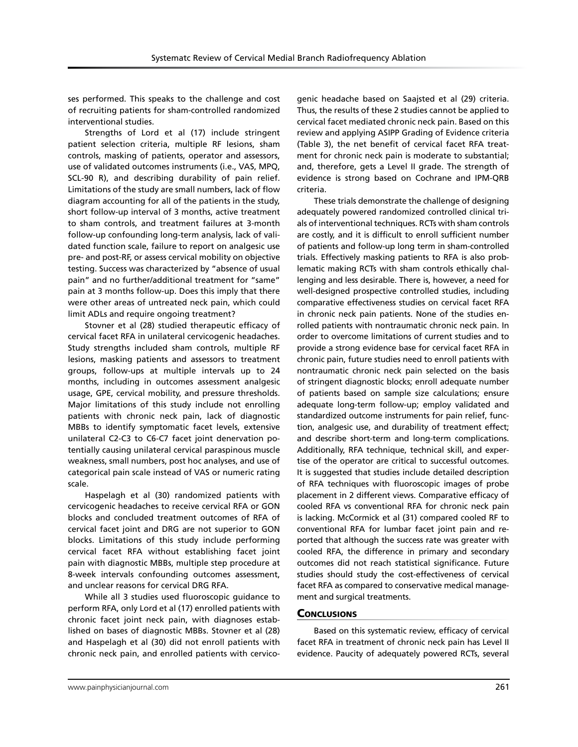ses performed. This speaks to the challenge and cost of recruiting patients for sham-controlled randomized interventional studies.

Strengths of Lord et al (17) include stringent patient selection criteria, multiple RF lesions, sham controls, masking of patients, operator and assessors, use of validated outcomes instruments (i.e., VAS, MPQ, SCL-90 R), and describing durability of pain relief. Limitations of the study are small numbers, lack of flow diagram accounting for all of the patients in the study, short follow-up interval of 3 months, active treatment to sham controls, and treatment failures at 3-month follow-up confounding long-term analysis, lack of validated function scale, failure to report on analgesic use pre- and post-RF, or assess cervical mobility on objective testing. Success was characterized by "absence of usual pain" and no further/additional treatment for "same" pain at 3 months follow-up. Does this imply that there were other areas of untreated neck pain, which could limit ADLs and require ongoing treatment?

Stovner et al (28) studied therapeutic efficacy of cervical facet RFA in unilateral cervicogenic headaches. Study strengths included sham controls, multiple RF lesions, masking patients and assessors to treatment groups, follow-ups at multiple intervals up to 24 months, including in outcomes assessment analgesic usage, GPE, cervical mobility, and pressure thresholds. Major limitations of this study include not enrolling patients with chronic neck pain, lack of diagnostic MBBs to identify symptomatic facet levels, extensive unilateral C2-C3 to C6-C7 facet joint denervation potentially causing unilateral cervical paraspinous muscle weakness, small numbers, post hoc analyses, and use of categorical pain scale instead of VAS or numeric rating scale.

Haspelagh et al (30) randomized patients with cervicogenic headaches to receive cervical RFA or GON blocks and concluded treatment outcomes of RFA of cervical facet joint and DRG are not superior to GON blocks. Limitations of this study include performing cervical facet RFA without establishing facet joint pain with diagnostic MBBs, multiple step procedure at 8-week intervals confounding outcomes assessment, and unclear reasons for cervical DRG RFA.

While all 3 studies used fluoroscopic guidance to perform RFA, only Lord et al (17) enrolled patients with chronic facet joint neck pain, with diagnoses established on bases of diagnostic MBBs. Stovner et al (28) and Haspelagh et al (30) did not enroll patients with chronic neck pain, and enrolled patients with cervicogenic headache based on Saajsted et al (29) criteria. Thus, the results of these 2 studies cannot be applied to cervical facet mediated chronic neck pain. Based on this review and applying ASIPP Grading of Evidence criteria (Table 3), the net benefit of cervical facet RFA treatment for chronic neck pain is moderate to substantial; and, therefore, gets a Level II grade. The strength of evidence is strong based on Cochrane and IPM-QRB criteria.

These trials demonstrate the challenge of designing adequately powered randomized controlled clinical trials of interventional techniques. RCTs with sham controls are costly, and it is difficult to enroll sufficient number of patients and follow-up long term in sham-controlled trials. Effectively masking patients to RFA is also problematic making RCTs with sham controls ethically challenging and less desirable. There is, however, a need for well-designed prospective controlled studies, including comparative effectiveness studies on cervical facet RFA in chronic neck pain patients. None of the studies enrolled patients with nontraumatic chronic neck pain. In order to overcome limitations of current studies and to provide a strong evidence base for cervical facet RFA in chronic pain, future studies need to enroll patients with nontraumatic chronic neck pain selected on the basis of stringent diagnostic blocks; enroll adequate number of patients based on sample size calculations; ensure adequate long-term follow-up; employ validated and standardized outcome instruments for pain relief, function, analgesic use, and durability of treatment effect; and describe short-term and long-term complications. Additionally, RFA technique, technical skill, and expertise of the operator are critical to successful outcomes. It is suggested that studies include detailed description of RFA techniques with fluoroscopic images of probe placement in 2 different views. Comparative efficacy of cooled RFA vs conventional RFA for chronic neck pain is lacking. McCormick et al (31) compared cooled RF to conventional RFA for lumbar facet joint pain and reported that although the success rate was greater with cooled RFA, the difference in primary and secondary outcomes did not reach statistical significance. Future studies should study the cost-effectiveness of cervical facet RFA as compared to conservative medical management and surgical treatments.

## Conclusions

Based on this systematic review, efficacy of cervical facet RFA in treatment of chronic neck pain has Level II evidence. Paucity of adequately powered RCTs, several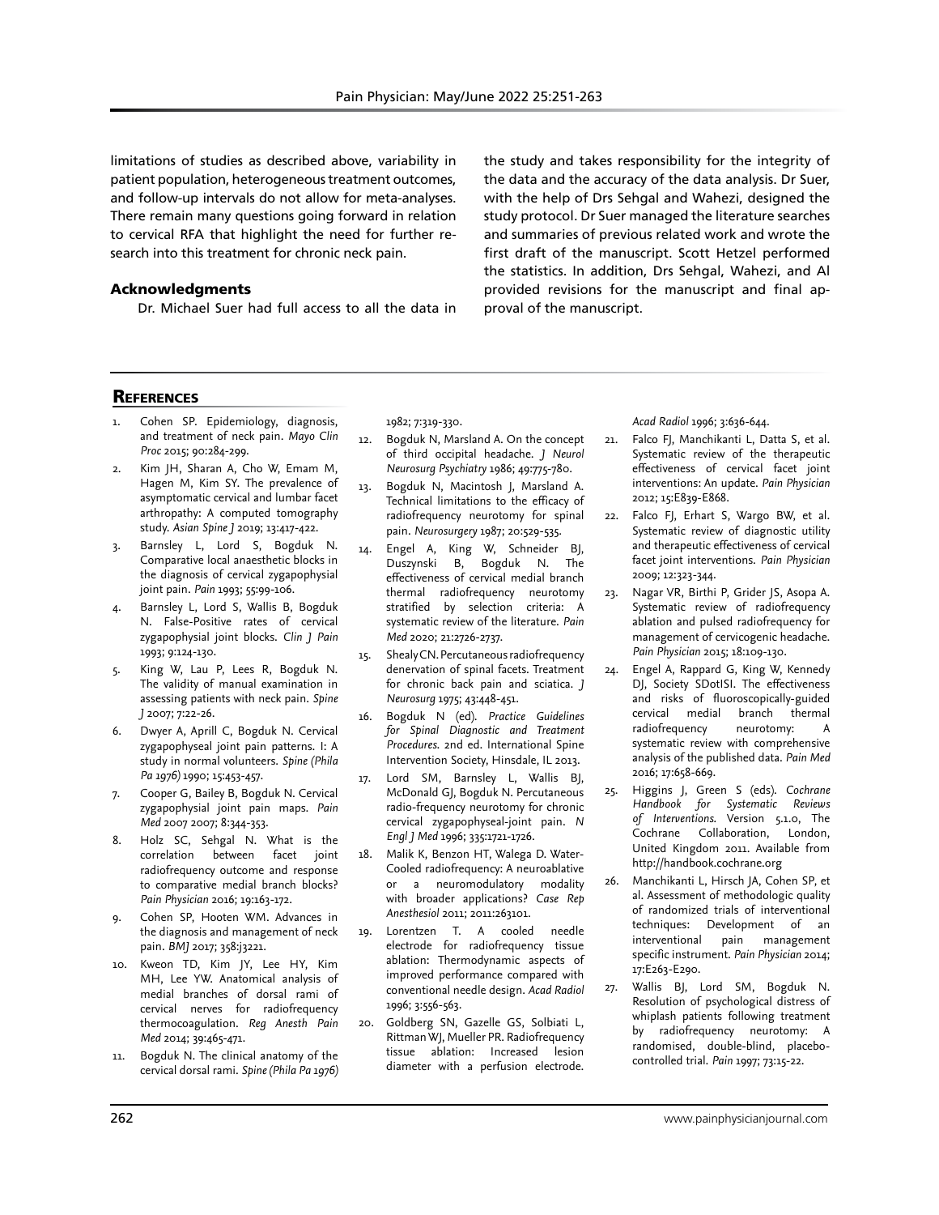limitations of studies as described above, variability in patient population, heterogeneous treatment outcomes, and follow-up intervals do not allow for meta-analyses. There remain many questions going forward in relation to cervical RFA that highlight the need for further research into this treatment for chronic neck pain.

### Acknowledgments

Dr. Michael Suer had full access to all the data in the study and takes responsibility for the integrity of the data and the accuracy of the data analysis. Dr Suer, with the help of Drs Sehgal and Wahezi, designed the study protocol. Dr Suer managed the literature searches and summaries of previous related work and wrote the first draft of the manuscript. Scott Hetzel performed the statistics. In addition, Drs Sehgal, Wahezi, and Al provided revisions for the manuscript and final approval of the manuscript.

## References

1. Cohen SP. Epidemiology, diagnosis, and treatment of neck pain. *Mayo Clin Proc* 2015; 90:284-299.
2. Kim JH, Sharan A, Cho W, Emam M, Hagen M, Kim SY. The prevalence of asymptomatic cervical and lumbar facet arthropathy: A computed tomography study. *Asian Spine J* 2019; 13:417-422.
3. Barnsley L, Lord S, Bogduk N. Comparative local anaesthetic blocks in the diagnosis of cervical zygapophysial joint pain. *Pain* 1993; 55:99-106.
4. Barnsley L, Lord S, Wallis B, Bogduk N. False-Positive rates of cervical zygapophysial joint blocks. *Clin J Pain* 1993; 9:124-130.
5. King W, Lau P, Lees R, Bogduk N. The validity of manual examination in assessing patients with neck pain. *Spine J* 2007; 7:22-26.
6. Dwyer A, Aprill C, Bogduk N. Cervical zygapophyseal joint pain patterns. I: A study in normal volunteers. *Spine (Phila Pa 1976)* 1990; 15:453-457.
7. Cooper G, Bailey B, Bogduk N. Cervical zygapophysial joint pain maps. *Pain Med* 2007 2007; 8:344-353.
8. Holz SC, Sehgal N. What is the correlation between facet joint radiofrequency outcome and response to comparative medial branch blocks? *Pain Physician* 2016; 19:163-172.
9. Cohen SP, Hooten WM. Advances in the diagnosis and management of neck pain. *BMJ* 2017; 358:j3221.
10. Kweon TD, Kim JY, Lee HY, Kim MH, Lee YW. Anatomical analysis of medial branches of dorsal rami of cervical nerves for radiofrequency thermocoagulation. *Reg Anesth Pain Med* 2014; 39:465-471.
11. Bogduk N. The clinical anatomy of the cervical dorsal rami. *Spine (Phila Pa 1976)* 1982; 7:319-330.
12. Bogduk N, Marsland A. On the concept of third occipital headache. *J Neurol Neurosurg Psychiatry* 1986; 49:775-780.
13. Bogduk N, Macintosh J, Marsland A. Technical limitations to the efficacy of radiofrequency neurotomy for spinal pain. *Neurosurgery* 1987; 20:529-535.
14. Engel A, King W, Schneider BJ, Duszynski B, Bogduk N. The effectiveness of cervical medial branch thermal radiofrequency neurotomy stratified by selection criteria: A systematic review of the literature. *Pain Med* 2020; 21:2726-2737.
15. Shealy CN. Percutaneous radiofrequency denervation of spinal facets. Treatment for chronic back pain and sciatica. *J Neurosurg* 1975; 43:448-451.
16. Bogduk N (ed). *Practice Guidelines for Spinal Diagnostic and Treatment Procedures.* 2nd ed. International Spine Intervention Society, Hinsdale, IL 2013.
17. Lord SM, Barnsley L, Wallis BJ, McDonald GJ, Bogduk N. Percutaneous radio-frequency neurotomy for chronic cervical zygapophyseal-joint pain. *N Engl J Med* 1996; 335:1721-1726.
18. Malik K, Benzon HT, Walega D. Water-Cooled radiofrequency: A neuroablative or a neuromodulatory modality with broader applications? *Case Rep Anesthesiol* 2011; 2011:263101.
19. Lorentzen T. A cooled needle electrode for radiofrequency tissue ablation: Thermodynamic aspects of improved performance compared with conventional needle design. *Acad Radiol* 1996; 3:556-563.
20. Goldberg SN, Gazelle GS, Solbiati L, Rittman WJ, Mueller PR. Radiofrequency tissue ablation: Increased lesion diameter with a perfusion electrode. *Acad Radiol* 1996; 3:636-644.
21. Falco FJ, Manchikanti L, Datta S, et al. Systematic review of the therapeutic effectiveness of cervical facet joint interventions: An update. *Pain Physician* 2012; 15:E839-E868.
22. Falco FJ, Erhart S, Wargo BW, et al. Systematic review of diagnostic utility and therapeutic effectiveness of cervical facet joint interventions. *Pain Physician* 2009; 12:323-344.
23. Nagar VR, Birthi P, Grider JS, Asopa A. Systematic review of radiofrequency ablation and pulsed radiofrequency for management of cervicogenic headache. *Pain Physician* 2015; 18:109-130.
24. Engel A, Rappard G, King W, Kennedy DJ, Society SDotISI. The effectiveness and risks of fluoroscopically-guided cervical medial branch thermal radiofrequency neurotomy: A systematic review with comprehensive analysis of the published data. *Pain Med* 2016; 17:658-669.
25. Higgins J, Green S (eds). *Cochrane Handbook for Systematic Reviews of Interventions.* Version 5.1.0, The Cochrane Collaboration, London, United Kingdom 2011. Available from http://handbook.cochrane.org
26. Manchikanti L, Hirsch JA, Cohen SP, et al. Assessment of methodologic quality of randomized trials of interventional techniques: Development of an interventional pain management specific instrument. *Pain Physician* 2014; 17:E263-E290.
27. Wallis BJ, Lord SM, Bogduk N. Resolution of psychological distress of whiplash patients following treatment by radiofrequency neurotomy: A randomised, double-blind, placebo-controlled trial. *Pain* 1997; 73:15-22.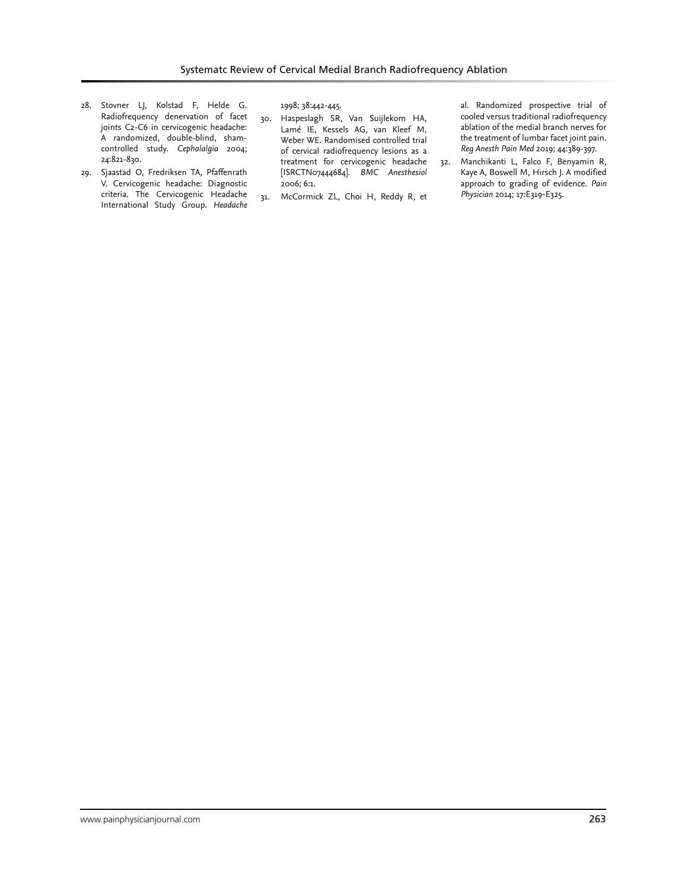28. Stovner LJ, Kolstad F, Helde G. Radiofrequency denervation of facet joints C2-C6 in cervicogenic headache: A randomized, double-blind, sham-controlled study. *Cephalalgia* 2004; 24:821-830.
29. Sjaastad O, Fredriksen TA, Pfaffenrath V. Cervicogenic headache: Diagnostic criteria. The Cervicogenic Headache International Study Group. *Headache* 1998; 38:442-445.
30. Haspeslagh SR, Van Suijlekom HA, Lamé IE, Kessels AG, van Kleef M, Weber WE. Randomised controlled trial of cervical radiofrequency lesions as a treatment for cervicogenic headache [ISRCTN07444684]. *BMC Anesthesiol* 2006; 6:1.
31. McCormick ZL, Choi H, Reddy R, et al. Randomized prospective trial of cooled versus traditional radiofrequency ablation of the medial branch nerves for the treatment of lumbar facet joint pain. *Reg Anesth Pain Med* 2019; 44:389-397.
32. Manchikanti L, Falco F, Benyamin R, Kaye A, Boswell M, Hirsch J. A modified approach to grading of evidence. *Pain Physician* 2014; 17:E319-E325.